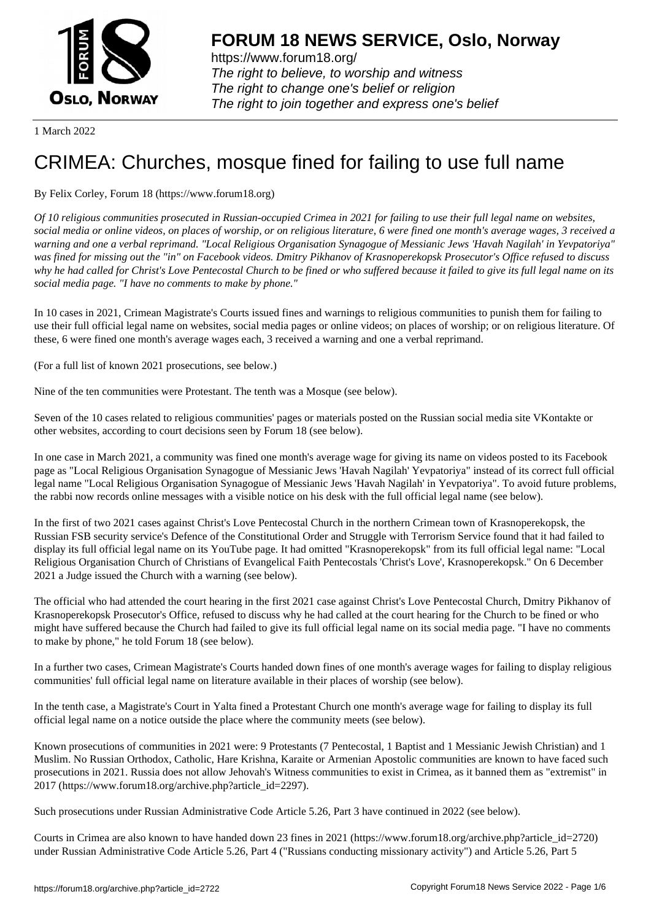**FORUM 18 NEWS SERVICE, Oslo, Norway**

https://www.forum18.org/
*The right to believe, to worship and witness*
*The right to change one's belief or religion*
*The right to join together and express one's belief*

1 March 2022

# CRIMEA: Churches, mosque fined for failing to use full name

By Felix Corley, Forum 18 (https://www.forum18.org)

*Of 10 religious communities prosecuted in Russian-occupied Crimea in 2021 for failing to use their full legal name on websites, social media or online videos, on places of worship, or on religious literature, 6 were fined one month's average wages, 3 received a warning and one a verbal reprimand. "Local Religious Organisation Synagogue of Messianic Jews 'Havah Nagilah' in Yevpatoriya" was fined for missing out the "in" on Facebook videos. Dmitry Pikhanov of Krasnoperekopsk Prosecutor's Office refused to discuss why he had called for Christ's Love Pentecostal Church to be fined or who suffered because it failed to give its full legal name on its social media page. "I have no comments to make by phone."*

In 10 cases in 2021, Crimean Magistrate's Courts issued fines and warnings to religious communities to punish them for failing to use their full official legal name on websites, social media pages or online videos; on places of worship; or on religious literature. Of these, 6 were fined one month's average wages each, 3 received a warning and one a verbal reprimand.

(For a full list of known 2021 prosecutions, see below.)

Nine of the ten communities were Protestant. The tenth was a Mosque (see below).

Seven of the 10 cases related to religious communities' pages or materials posted on the Russian social media site VKontakte or other websites, according to court decisions seen by Forum 18 (see below).

In one case in March 2021, a community was fined one month's average wage for giving its name on videos posted to its Facebook page as "Local Religious Organisation Synagogue of Messianic Jews 'Havah Nagilah' Yevpatoriya" instead of its correct full official legal name "Local Religious Organisation Synagogue of Messianic Jews 'Havah Nagilah' in Yevpatoriya". To avoid future problems, the rabbi now records online messages with a visible notice on his desk with the full official legal name (see below).

In the first of two 2021 cases against Christ's Love Pentecostal Church in the northern Crimean town of Krasnoperekopsk, the Russian FSB security service's Defence of the Constitutional Order and Struggle with Terrorism Service found that it had failed to display its full official legal name on its YouTube page. It had omitted "Krasnoperekopsk" from its full official legal name: "Local Religious Organisation Church of Christians of Evangelical Faith Pentecostals 'Christ's Love', Krasnoperekopsk." On 6 December 2021 a Judge issued the Church with a warning (see below).

The official who had attended the court hearing in the first 2021 case against Christ's Love Pentecostal Church, Dmitry Pikhanov of Krasnoperekopsk Prosecutor's Office, refused to discuss why he had called at the court hearing for the Church to be fined or who might have suffered because the Church had failed to give its full official legal name on its social media page. "I have no comments to make by phone," he told Forum 18 (see below).

In a further two cases, Crimean Magistrate's Courts handed down fines of one month's average wages for failing to display religious communities' full official legal name on literature available in their places of worship (see below).

In the tenth case, a Magistrate's Court in Yalta fined a Protestant Church one month's average wage for failing to display its full official legal name on a notice outside the place where the community meets (see below).

Known prosecutions of communities in 2021 were: 9 Protestants (7 Pentecostal, 1 Baptist and 1 Messianic Jewish Christian) and 1 Muslim. No Russian Orthodox, Catholic, Hare Krishna, Karaite or Armenian Apostolic communities are known to have faced such prosecutions in 2021. Russia does not allow Jehovah's Witness communities to exist in Crimea, as it banned them as "extremist" in 2017 (https://www.forum18.org/archive.php?article_id=2297).

Such prosecutions under Russian Administrative Code Article 5.26, Part 3 have continued in 2022 (see below).

Courts in Crimea are also known to have handed down 23 fines in 2021 (https://www.forum18.org/archive.php?article_id=2720) under Russian Administrative Code Article 5.26, Part 4 ("Russians conducting missionary activity") and Article 5.26, Part 5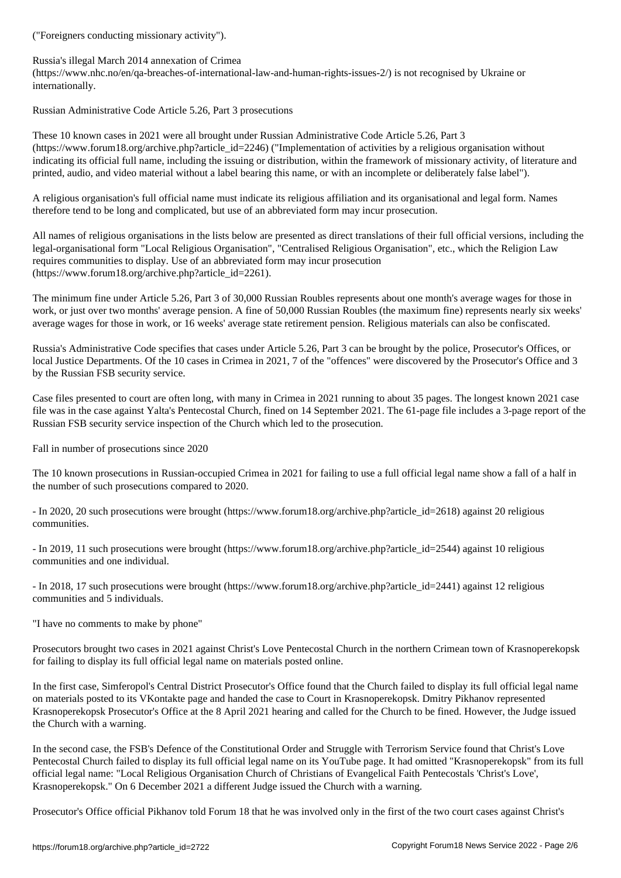("Foreigners conducting missionary activity").

Russia's illegal March 2014 annexation of Crimea (https://www.nhc.no/en/qa-breaches-of-international-law-and-human-rights-issues-2/) is not recognised by Ukraine or internationally.

## Russian Administrative Code Article 5.26, Part 3 prosecutions

These 10 known cases in 2021 were all brought under Russian Administrative Code Article 5.26, Part 3 (https://www.forum18.org/archive.php?article_id=2246) ("Implementation of activities by a religious organisation without indicating its official full name, including the issuing or distribution, within the framework of missionary activity, of literature and printed, audio, and video material without a label bearing this name, or with an incomplete or deliberately false label").

A religious organisation's full official name must indicate its religious affiliation and its organisational and legal form. Names therefore tend to be long and complicated, but use of an abbreviated form may incur prosecution.

All names of religious organisations in the lists below are presented as direct translations of their full official versions, including the legal-organisational form "Local Religious Organisation", "Centralised Religious Organisation", etc., which the Religion Law requires communities to display. Use of an abbreviated form may incur prosecution (https://www.forum18.org/archive.php?article_id=2261).

The minimum fine under Article 5.26, Part 3 of 30,000 Russian Roubles represents about one month's average wages for those in work, or just over two months' average pension. A fine of 50,000 Russian Roubles (the maximum fine) represents nearly six weeks' average wages for those in work, or 16 weeks' average state retirement pension. Religious materials can also be confiscated.

Russia's Administrative Code specifies that cases under Article 5.26, Part 3 can be brought by the police, Prosecutor's Offices, or local Justice Departments. Of the 10 cases in Crimea in 2021, 7 of the "offences" were discovered by the Prosecutor's Office and 3 by the Russian FSB security service.

Case files presented to court are often long, with many in Crimea in 2021 running to about 35 pages. The longest known 2021 case file was in the case against Yalta's Pentecostal Church, fined on 14 September 2021. The 61-page file includes a 3-page report of the Russian FSB security service inspection of the Church which led to the prosecution.

## Fall in number of prosecutions since 2020

The 10 known prosecutions in Russian-occupied Crimea in 2021 for failing to use a full official legal name show a fall of a half in the number of such prosecutions compared to 2020.

- In 2020, 20 such prosecutions were brought (https://www.forum18.org/archive.php?article_id=2618) against 20 religious communities.

- In 2019, 11 such prosecutions were brought (https://www.forum18.org/archive.php?article_id=2544) against 10 religious communities and one individual.

- In 2018, 17 such prosecutions were brought (https://www.forum18.org/archive.php?article_id=2441) against 12 religious communities and 5 individuals.

## "I have no comments to make by phone"

Prosecutors brought two cases in 2021 against Christ's Love Pentecostal Church in the northern Crimean town of Krasnoperekopsk for failing to display its full official legal name on materials posted online.

In the first case, Simferopol's Central District Prosecutor's Office found that the Church failed to display its full official legal name on materials posted to its VKontakte page and handed the case to Court in Krasnoperekopsk. Dmitry Pikhanov represented Krasnoperekopsk Prosecutor's Office at the 8 April 2021 hearing and called for the Church to be fined. However, the Judge issued the Church with a warning.

In the second case, the FSB's Defence of the Constitutional Order and Struggle with Terrorism Service found that Christ's Love Pentecostal Church failed to display its full official legal name on its YouTube page. It had omitted "Krasnoperekopsk" from its full official legal name: "Local Religious Organisation Church of Christians of Evangelical Faith Pentecostals 'Christ's Love', Krasnoperekopsk." On 6 December 2021 a different Judge issued the Church with a warning.

Prosecutor's Office official Pikhanov told Forum 18 that he was involved only in the first of the two court cases against Christ's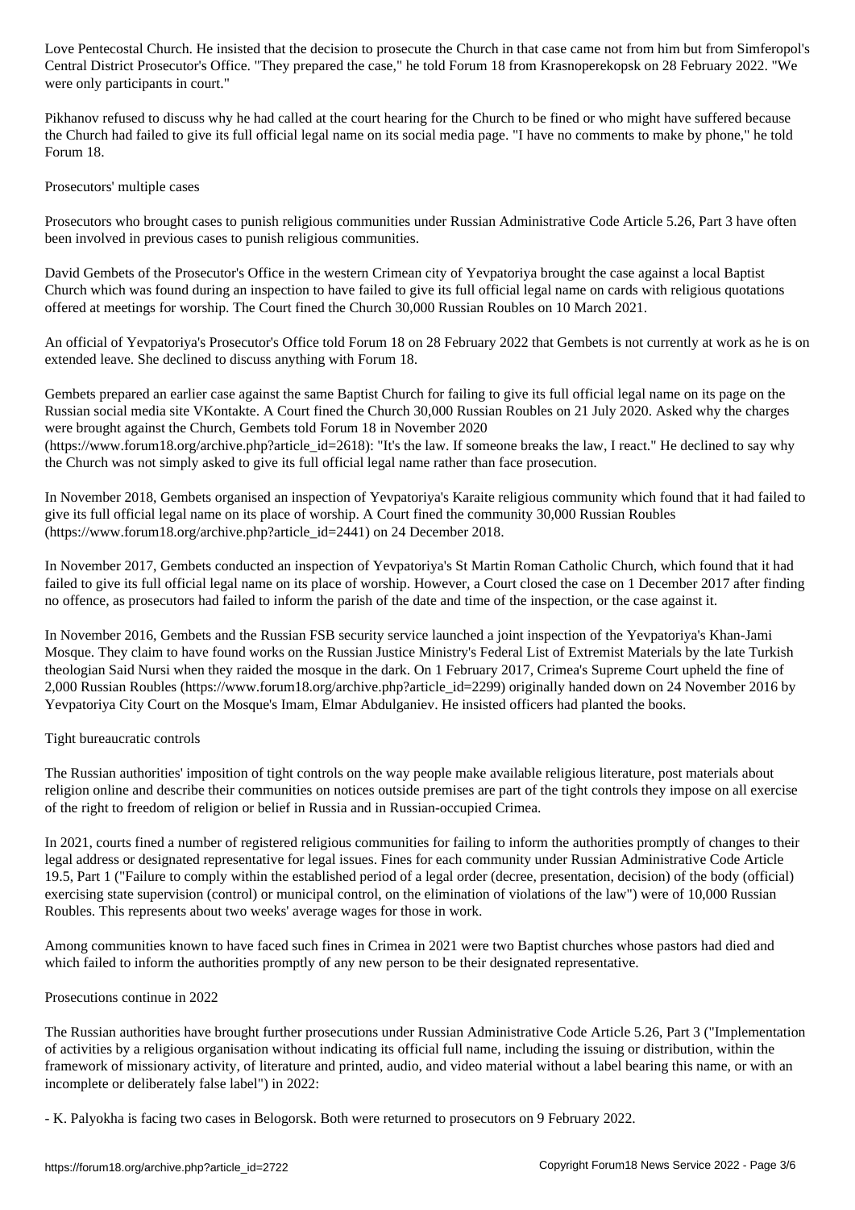Love Pentecostal Church. He insisted that the decision to prosecute the Church in that case came not from him but from Simferopol's Central District Prosecutor's Office. "They prepared the case," he told Forum 18 from Krasnoperekopsk on 28 February 2022. "We were only participants in court."

Pikhanov refused to discuss why he had called at the court hearing for the Church to be fined or who might have suffered because the Church had failed to give its full official legal name on its social media page. "I have no comments to make by phone," he told Forum 18.

## Prosecutors' multiple cases

Prosecutors who brought cases to punish religious communities under Russian Administrative Code Article 5.26, Part 3 have often been involved in previous cases to punish religious communities.

David Gembets of the Prosecutor's Office in the western Crimean city of Yevpatoriya brought the case against a local Baptist Church which was found during an inspection to have failed to give its full official legal name on cards with religious quotations offered at meetings for worship. The Court fined the Church 30,000 Russian Roubles on 10 March 2021.

An official of Yevpatoriya's Prosecutor's Office told Forum 18 on 28 February 2022 that Gembets is not currently at work as he is on extended leave. She declined to discuss anything with Forum 18.

Gembets prepared an earlier case against the same Baptist Church for failing to give its full official legal name on its page on the Russian social media site VKontakte. A Court fined the Church 30,000 Russian Roubles on 21 July 2020. Asked why the charges were brought against the Church, Gembets told Forum 18 in November 2020 (https://www.forum18.org/archive.php?article_id=2618): "It's the law. If someone breaks the law, I react." He declined to say why the Church was not simply asked to give its full official legal name rather than face prosecution.

In November 2018, Gembets organised an inspection of Yevpatoriya's Karaite religious community which found that it had failed to give its full official legal name on its place of worship. A Court fined the community 30,000 Russian Roubles (https://www.forum18.org/archive.php?article_id=2441) on 24 December 2018.

In November 2017, Gembets conducted an inspection of Yevpatoriya's St Martin Roman Catholic Church, which found that it had failed to give its full official legal name on its place of worship. However, a Court closed the case on 1 December 2017 after finding no offence, as prosecutors had failed to inform the parish of the date and time of the inspection, or the case against it.

In November 2016, Gembets and the Russian FSB security service launched a joint inspection of the Yevpatoriya's Khan-Jami Mosque. They claim to have found works on the Russian Justice Ministry's Federal List of Extremist Materials by the late Turkish theologian Said Nursi when they raided the mosque in the dark. On 1 February 2017, Crimea's Supreme Court upheld the fine of 2,000 Russian Roubles (https://www.forum18.org/archive.php?article_id=2299) originally handed down on 24 November 2016 by Yevpatoriya City Court on the Mosque's Imam, Elmar Abdulganiev. He insisted officers had planted the books.

## Tight bureaucratic controls

The Russian authorities' imposition of tight controls on the way people make available religious literature, post materials about religion online and describe their communities on notices outside premises are part of the tight controls they impose on all exercise of the right to freedom of religion or belief in Russia and in Russian-occupied Crimea.

In 2021, courts fined a number of registered religious communities for failing to inform the authorities promptly of changes to their legal address or designated representative for legal issues. Fines for each community under Russian Administrative Code Article 19.5, Part 1 ("Failure to comply within the established period of a legal order (decree, presentation, decision) of the body (official) exercising state supervision (control) or municipal control, on the elimination of violations of the law") were of 10,000 Russian Roubles. This represents about two weeks' average wages for those in work.

Among communities known to have faced such fines in Crimea in 2021 were two Baptist churches whose pastors had died and which failed to inform the authorities promptly of any new person to be their designated representative.

## Prosecutions continue in 2022

The Russian authorities have brought further prosecutions under Russian Administrative Code Article 5.26, Part 3 ("Implementation of activities by a religious organisation without indicating its official full name, including the issuing or distribution, within the framework of missionary activity, of literature and printed, audio, and video material without a label bearing this name, or with an incomplete or deliberately false label") in 2022:

- K. Palyokha is facing two cases in Belogorsk. Both were returned to prosecutors on 9 February 2022.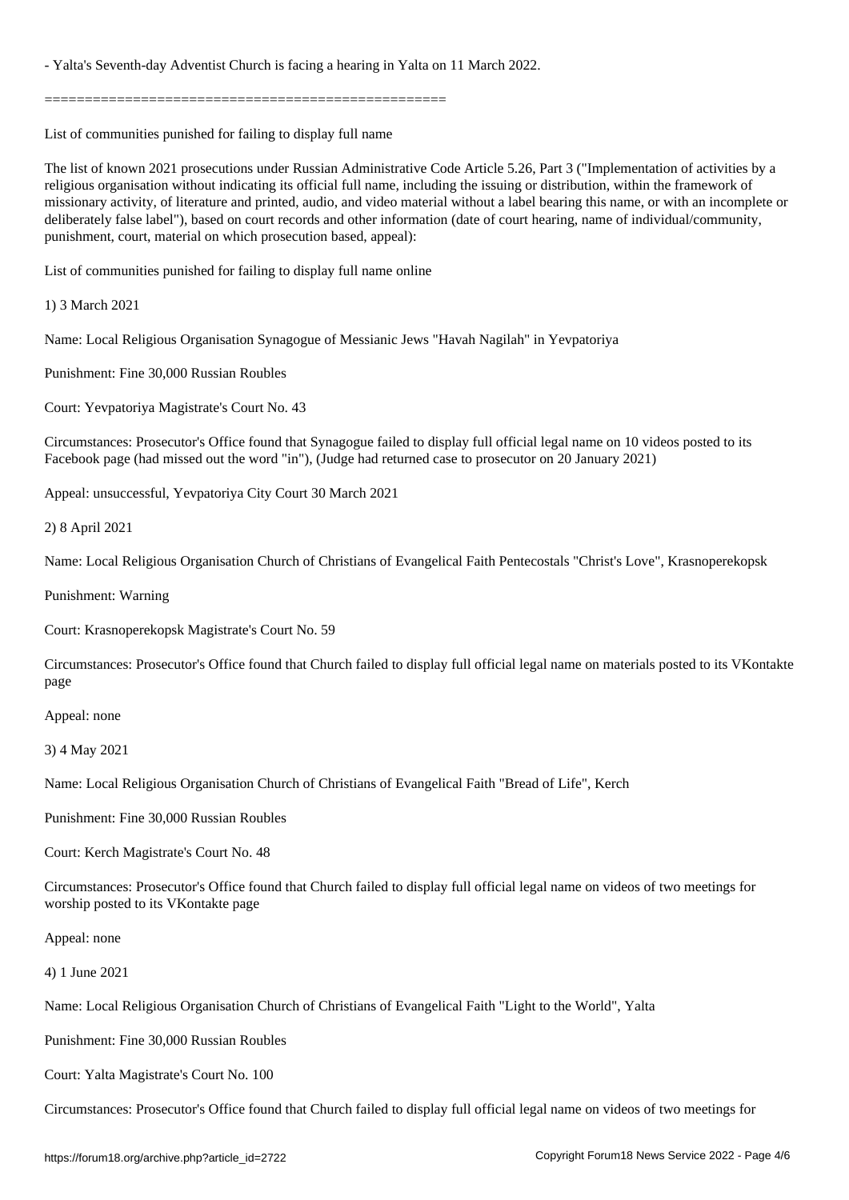- Yalta's Seventh-day Adventist Church is facing a hearing in Yalta on 11 March 2022.

==================================================

List of communities punished for failing to display full name

The list of known 2021 prosecutions under Russian Administrative Code Article 5.26, Part 3 ("Implementation of activities by a religious organisation without indicating its official full name, including the issuing or distribution, within the framework of missionary activity, of literature and printed, audio, and video material without a label bearing this name, or with an incomplete or deliberately false label"), based on court records and other information (date of court hearing, name of individual/community, punishment, court, material on which prosecution based, appeal):

List of communities punished for failing to display full name online

1) 3 March 2021

Name: Local Religious Organisation Synagogue of Messianic Jews "Havah Nagilah" in Yevpatoriya

Punishment: Fine 30,000 Russian Roubles

Court: Yevpatoriya Magistrate's Court No. 43

Circumstances: Prosecutor's Office found that Synagogue failed to display full official legal name on 10 videos posted to its Facebook page (had missed out the word "in"), (Judge had returned case to prosecutor on 20 January 2021)

Appeal: unsuccessful, Yevpatoriya City Court 30 March 2021

2) 8 April 2021

Name: Local Religious Organisation Church of Christians of Evangelical Faith Pentecostals "Christ's Love", Krasnoperekopsk

Punishment: Warning

Court: Krasnoperekopsk Magistrate's Court No. 59

Circumstances: Prosecutor's Office found that Church failed to display full official legal name on materials posted to its VKontakte page

Appeal: none

3) 4 May 2021

Name: Local Religious Organisation Church of Christians of Evangelical Faith "Bread of Life", Kerch

Punishment: Fine 30,000 Russian Roubles

Court: Kerch Magistrate's Court No. 48

Circumstances: Prosecutor's Office found that Church failed to display full official legal name on videos of two meetings for worship posted to its VKontakte page

Appeal: none

4) 1 June 2021

Name: Local Religious Organisation Church of Christians of Evangelical Faith "Light to the World", Yalta

Punishment: Fine 30,000 Russian Roubles

Court: Yalta Magistrate's Court No. 100

Circumstances: Prosecutor's Office found that Church failed to display full official legal name on videos of two meetings for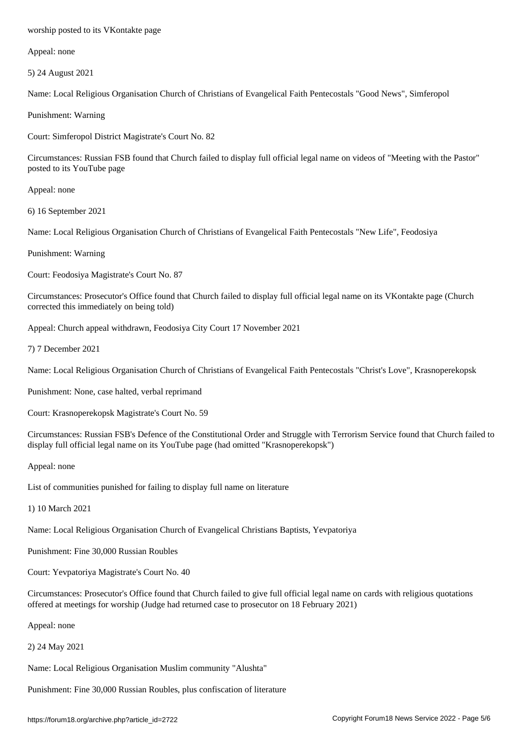worship posted to its VKontakte page

Appeal: none

5) 24 August 2021

Name: Local Religious Organisation Church of Christians of Evangelical Faith Pentecostals "Good News", Simferopol

Punishment: Warning

Court: Simferopol District Magistrate's Court No. 82

Circumstances: Russian FSB found that Church failed to display full official legal name on videos of "Meeting with the Pastor" posted to its YouTube page

Appeal: none

6) 16 September 2021

Name: Local Religious Organisation Church of Christians of Evangelical Faith Pentecostals "New Life", Feodosiya

Punishment: Warning

Court: Feodosiya Magistrate's Court No. 87

Circumstances: Prosecutor's Office found that Church failed to display full official legal name on its VKontakte page (Church corrected this immediately on being told)

Appeal: Church appeal withdrawn, Feodosiya City Court 17 November 2021

7) 7 December 2021

Name: Local Religious Organisation Church of Christians of Evangelical Faith Pentecostals "Christ's Love", Krasnoperekopsk

Punishment: None, case halted, verbal reprimand

Court: Krasnoperekopsk Magistrate's Court No. 59

Circumstances: Russian FSB's Defence of the Constitutional Order and Struggle with Terrorism Service found that Church failed to display full official legal name on its YouTube page (had omitted "Krasnoperekopsk")

Appeal: none

List of communities punished for failing to display full name on literature

1) 10 March 2021

Name: Local Religious Organisation Church of Evangelical Christians Baptists, Yevpatoriya

Punishment: Fine 30,000 Russian Roubles

Court: Yevpatoriya Magistrate's Court No. 40

Circumstances: Prosecutor's Office found that Church failed to give full official legal name on cards with religious quotations offered at meetings for worship (Judge had returned case to prosecutor on 18 February 2021)

Appeal: none

2) 24 May 2021

Name: Local Religious Organisation Muslim community "Alushta"

Punishment: Fine 30,000 Russian Roubles, plus confiscation of literature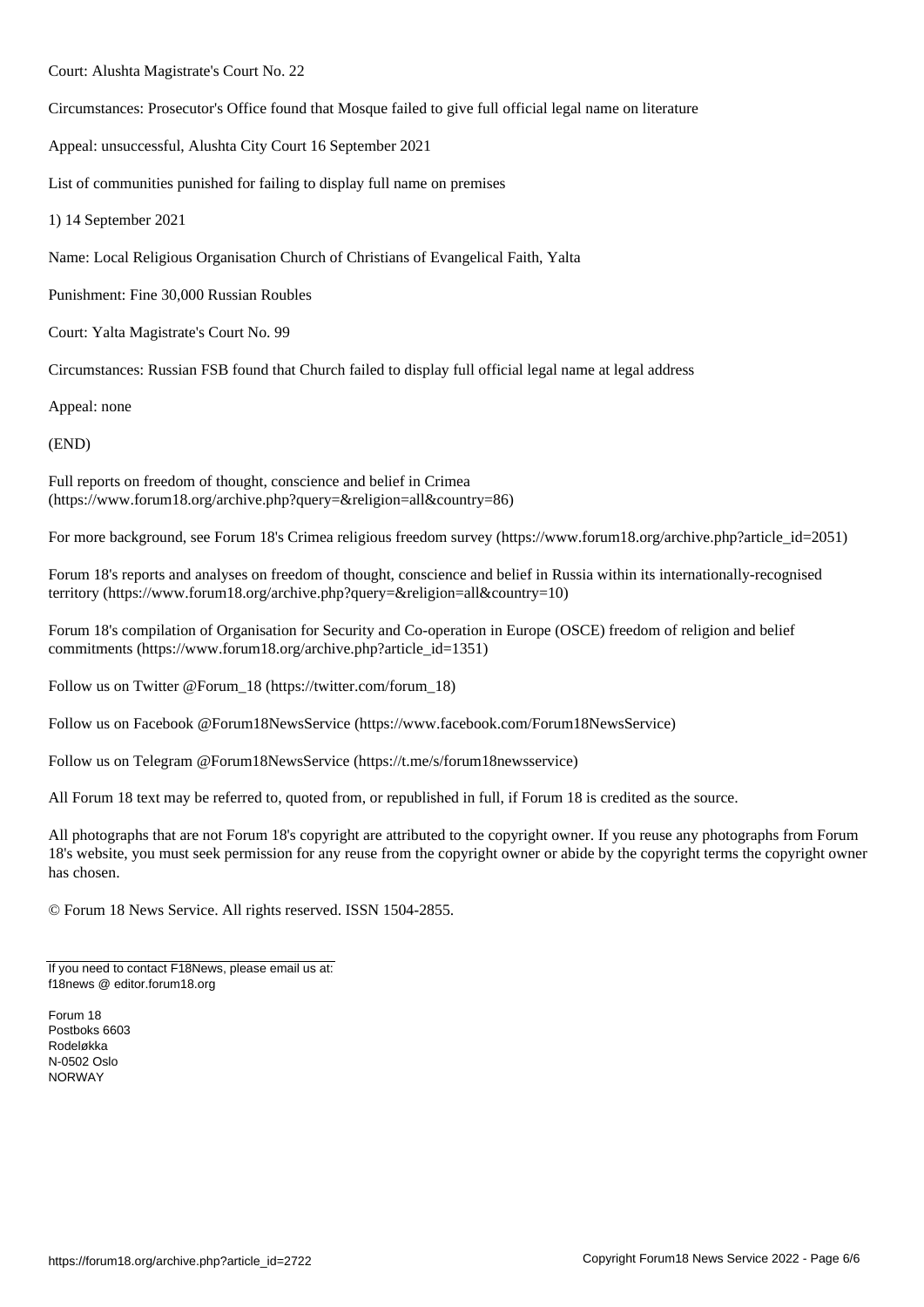Court: Alushta Magistrate's Court No. 22

Circumstances: Prosecutor's Office found that Mosque failed to give full official legal name on literature

Appeal: unsuccessful, Alushta City Court 16 September 2021

List of communities punished for failing to display full name on premises

1) 14 September 2021

Name: Local Religious Organisation Church of Christians of Evangelical Faith, Yalta

Punishment: Fine 30,000 Russian Roubles

Court: Yalta Magistrate's Court No. 99

Circumstances: Russian FSB found that Church failed to display full official legal name at legal address

Appeal: none

(END)

Full reports on freedom of thought, conscience and belief in Crimea (https://www.forum18.org/archive.php?query=&religion=all&country=86)

For more background, see Forum 18's Crimea religious freedom survey (https://www.forum18.org/archive.php?article_id=2051)

Forum 18's reports and analyses on freedom of thought, conscience and belief in Russia within its internationally-recognised territory (https://www.forum18.org/archive.php?query=&religion=all&country=10)

Forum 18's compilation of Organisation for Security and Co-operation in Europe (OSCE) freedom of religion and belief commitments (https://www.forum18.org/archive.php?article_id=1351)

Follow us on Twitter @Forum_18 (https://twitter.com/forum_18)

Follow us on Facebook @Forum18NewsService (https://www.facebook.com/Forum18NewsService)

Follow us on Telegram @Forum18NewsService (https://t.me/s/forum18newsservice)

All Forum 18 text may be referred to, quoted from, or republished in full, if Forum 18 is credited as the source.

All photographs that are not Forum 18's copyright are attributed to the copyright owner. If you reuse any photographs from Forum 18's website, you must seek permission for any reuse from the copyright owner or abide by the copyright terms the copyright owner has chosen.

© Forum 18 News Service. All rights reserved. ISSN 1504-2855.

If you need to contact F18News, please email us at:
f18news @ editor.forum18.org

Forum 18
Postboks 6603
Rodeløkka
N-0502 Oslo
NORWAY